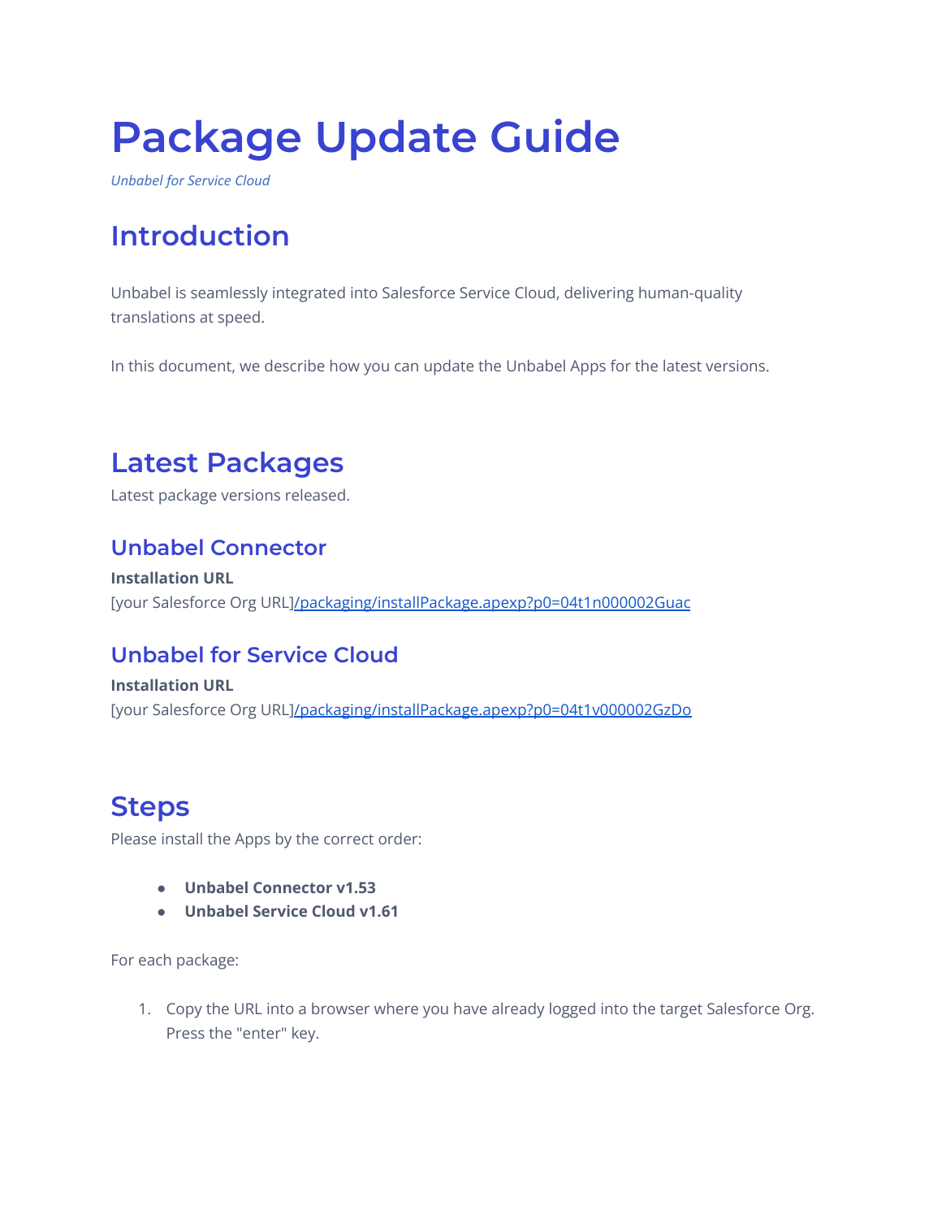# Package Update Guide

*Unbabel for Service Cloud*

## Introduction

Unbabel is seamlessly integrated into Salesforce Service Cloud, delivering human-quality translations at speed.

In this document, we describe how you can update the Unbabel Apps for the latest versions.

## Latest Packages

Latest package versions released.

### Unbabel Connector

**Installation URL**

[your Salesforce Org URL]/packaging/installPackage.apexp?p0=04t1n000002Guac

### Unbabel for Service Cloud

**Installation URL**

[your Salesforce Org URL]/packaging/installPackage.apexp?p0=04t1v000002GzDo

## Steps

Please install the Apps by the correct order:

- **Unbabel Connector v1.53**
- **Unbabel Service Cloud v1.61**

For each package:

1. Copy the URL into a browser where you have already logged into the target Salesforce Org. Press the "enter" key.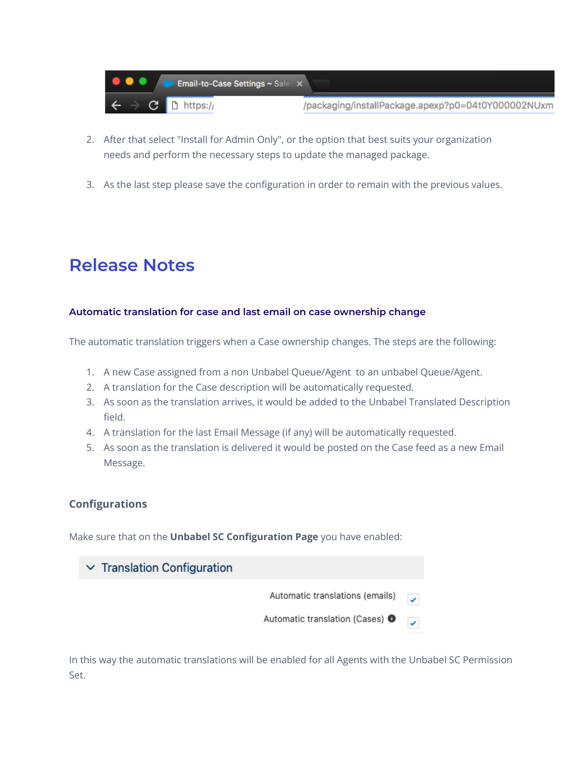2. After that select "Install for Admin Only", or the option that best suits your organization needs and perform the necessary steps to update the managed package.

3. As the last step please save the configuration in order to remain with the previous values.

# Release Notes

### Automatic translation for case and last email on case ownership change

The automatic translation triggers when a Case ownership changes. The steps are the following:

1. A new Case assigned from a non Unbabel Queue/Agent to an unbabel Queue/Agent.
2. A translation for the Case description will be automatically requested.
3. As soon as the translation arrives, it would be added to the Unbabel Translated Description field.
4. A translation for the last Email Message (if any) will be automatically requested.
5. As soon as the translation is delivered it would be posted on the Case feed as a new Email Message.

### Configurations

Make sure that on the **Unbabel SC Configuration Page** you have enabled:

In this way the automatic translations will be enabled for all Agents with the Unbabel SC Permission Set.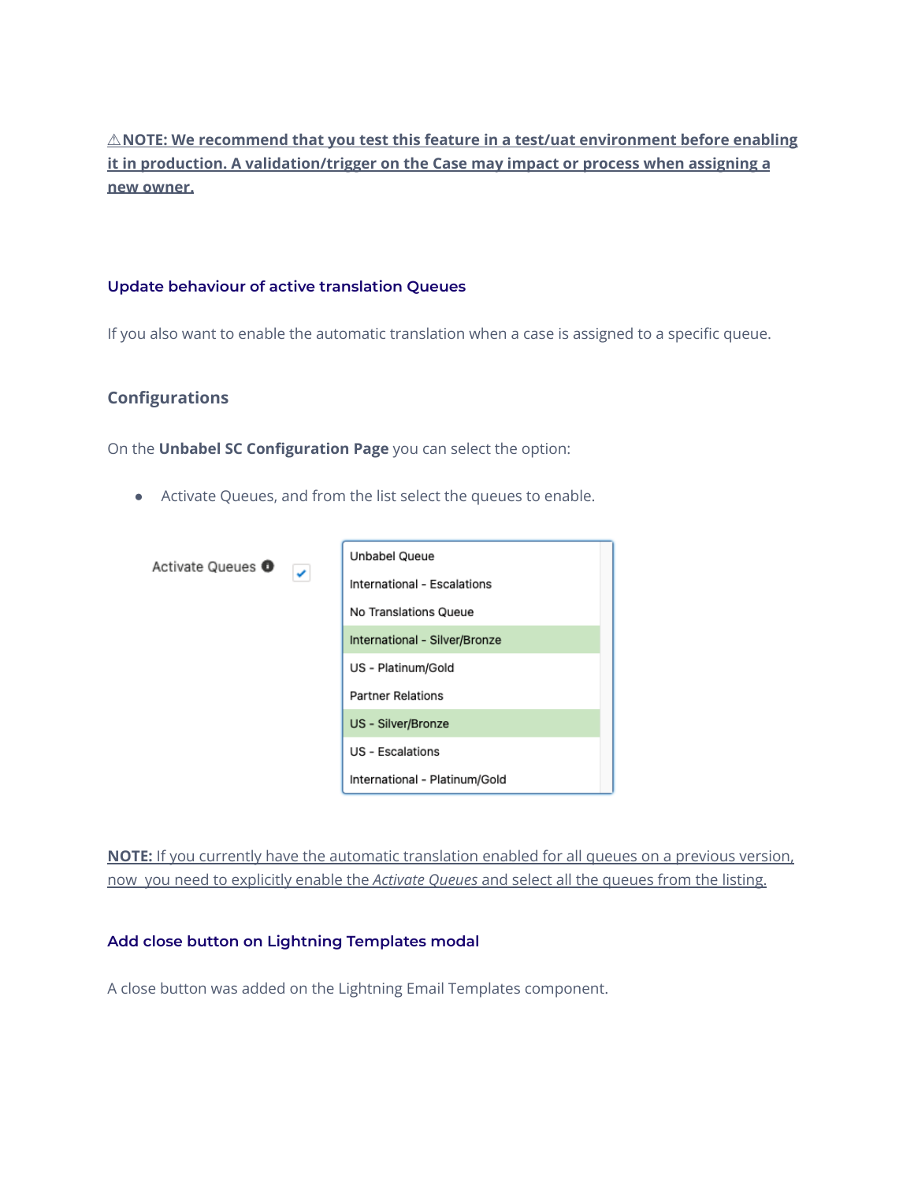**⚠NOTE: We recommend that you test this feature in a test/uat environment before enabling it in production. A validation/trigger on the Case may impact or process when assigning a new owner.**

### Update behaviour of active translation Queues

If you also want to enable the automatic translation when a case is assigned to a specific queue.

## Configurations

On the **Unbabel SC Configuration Page** you can select the option:

- Activate Queues, and from the list select the queues to enable.

Activate Queues ☑

- Unbabel Queue
- International - Escalations
- No Translations Queue
- International - Silver/Bronze
- US - Platinum/Gold
- Partner Relations
- US - Silver/Bronze
- US - Escalations
- International - Platinum/Gold

**NOTE:** If you currently have the automatic translation enabled for all queues on a previous version, now you need to explicitly enable the *Activate Queues* and select all the queues from the listing.

### Add close button on Lightning Templates modal

A close button was added on the Lightning Email Templates component.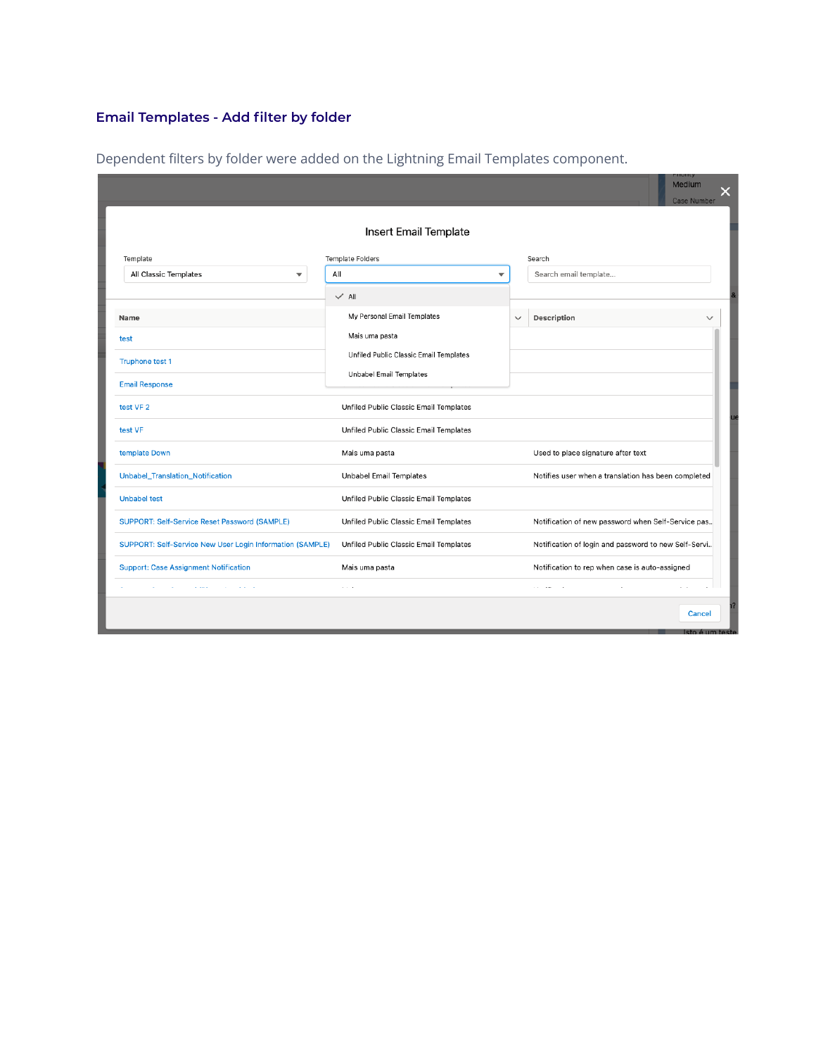## Email Templates - Add filter by folder

Dependent filters by folder were added on the Lightning Email Templates component.